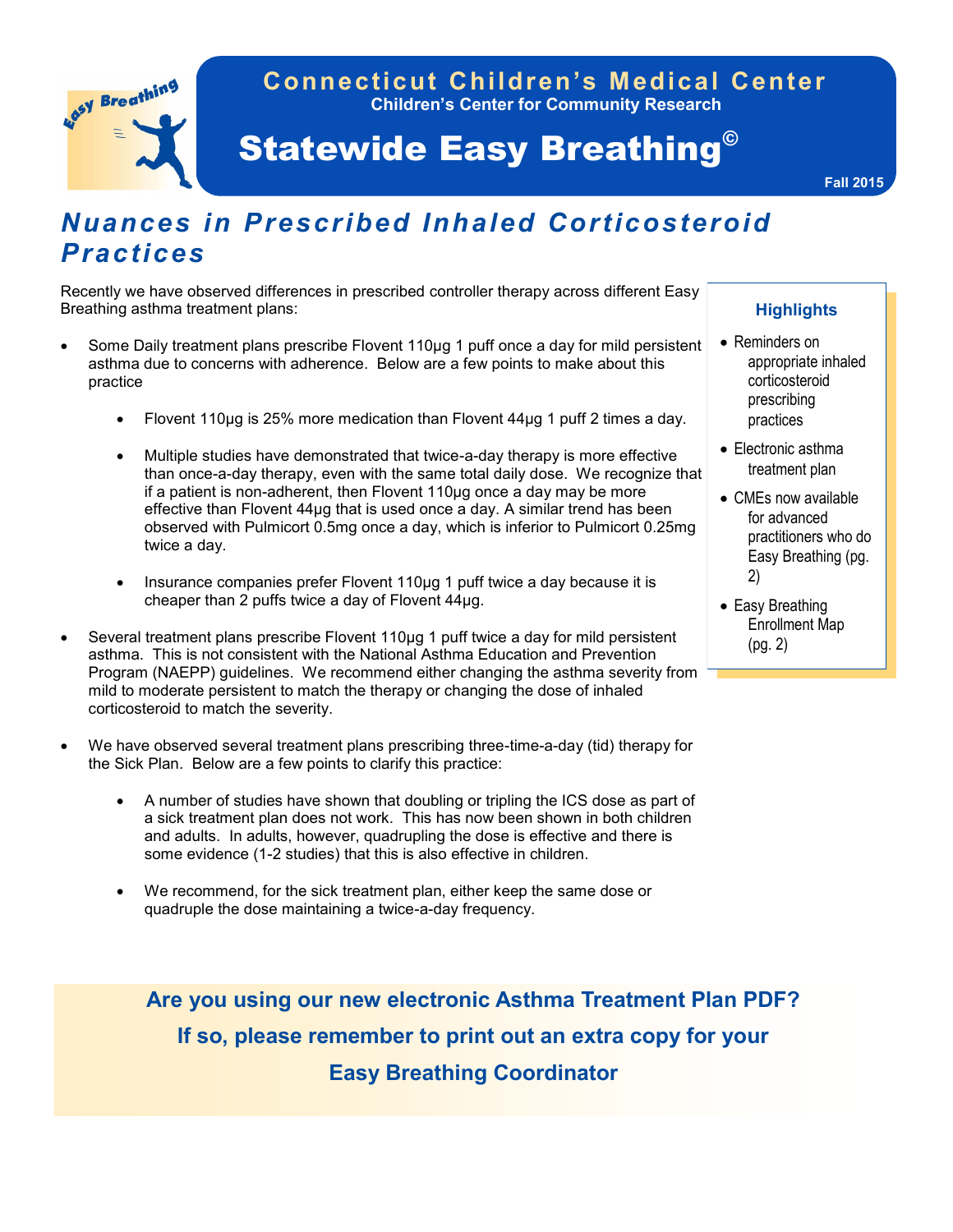# Connecticut Children's Medical Center

**Children's Center for Community Research**

# Statewide Easy Breathing©

**Fall 2015**

## *Nuances in Prescribed Inhaled Corticosteroid Practices*

Recently we have observed differences in prescribed controller therapy across different Easy Breathing asthma treatment plans:

- Some Daily treatment plans prescribe Flovent 110µg 1 puff once a day for mild persistent asthma due to concerns with adherence. Below are a few points to make about this practice
    - Flovent 110µg is 25% more medication than Flovent 44µg 1 puff 2 times a day.
    - Multiple studies have demonstrated that twice-a-day therapy is more effective than once-a-day therapy, even with the same total daily dose. We recognize that if a patient is non-adherent, then Flovent 110µg once a day may be more effective than Flovent 44µg that is used once a day. A similar trend has been observed with Pulmicort 0.5mg once a day, which is inferior to Pulmicort 0.25mg twice a day.
    - Insurance companies prefer Flovent 110µg 1 puff twice a day because it is cheaper than 2 puffs twice a day of Flovent 44µg.
- Several treatment plans prescribe Flovent 110µg 1 puff twice a day for mild persistent asthma. This is not consistent with the National Asthma Education and Prevention Program (NAEPP) guidelines. We recommend either changing the asthma severity from mild to moderate persistent to match the therapy or changing the dose of inhaled corticosteroid to match the severity.
- We have observed several treatment plans prescribing three-time-a-day (tid) therapy for the Sick Plan. Below are a few points to clarify this practice:
    - A number of studies have shown that doubling or tripling the ICS dose as part of a sick treatment plan does not work. This has now been shown in both children and adults. In adults, however, quadrupling the dose is effective and there is some evidence (1-2 studies) that this is also effective in children.
    - We recommend, for the sick treatment plan, either keep the same dose or quadruple the dose maintaining a twice-a-day frequency.

### Highlights

- Reminders on appropriate inhaled corticosteroid prescribing practices
- Electronic asthma treatment plan
- CMEs now available for advanced practitioners who do Easy Breathing (pg. 2)
- Easy Breathing Enrollment Map (pg. 2)

**Are you using our new electronic Asthma Treatment Plan PDF?**

**If so, please remember to print out an extra copy for your Easy Breathing Coordinator**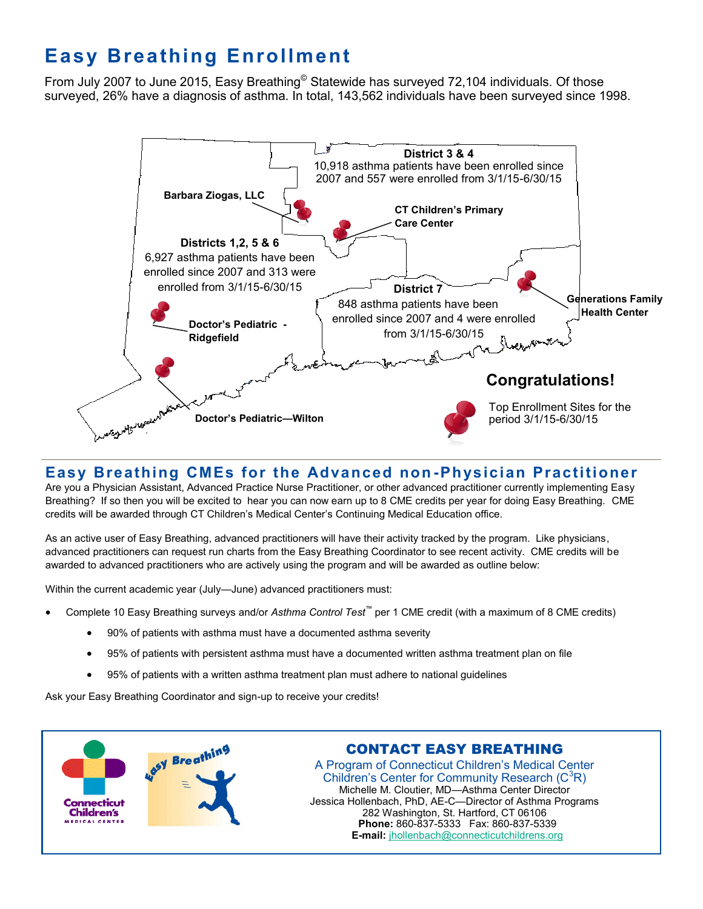# Easy Breathing Enrollment

From July 2007 to June 2015, Easy Breathing© Statewide has surveyed 72,104 individuals. Of those surveyed, 26% have a diagnosis of asthma. In total, 143,562 individuals have been surveyed since 1998.

**District 3 & 4**
10,918 asthma patients have been enrolled since 2007 and 557 were enrolled from 3/1/15-6/30/15

**Barbara Ziogas, LLC**

**CT Children's Primary Care Center**

**Districts 1,2, 5 & 6**
6,927 asthma patients have been enrolled since 2007 and 313 were enrolled from 3/1/15-6/30/15

**District 7**
848 asthma patients have been enrolled since 2007 and 4 were enrolled from 3/1/15-6/30/15

**Generations Family Health Center**

**Doctor's Pediatric - Ridgefield**

**Doctor's Pediatric—Wilton**

**Congratulations!**

Top Enrollment Sites for the period 3/1/15-6/30/15

## Easy Breathing CMEs for the Advanced non-Physician Practitioner

Are you a Physician Assistant, Advanced Practice Nurse Practitioner, or other advanced practitioner currently implementing Easy Breathing? If so then you will be excited to hear you can now earn up to 8 CME credits per year for doing Easy Breathing. CME credits will be awarded through CT Children's Medical Center's Continuing Medical Education office.

As an active user of Easy Breathing, advanced practitioners will have their activity tracked by the program. Like physicians, advanced practitioners can request run charts from the Easy Breathing Coordinator to see recent activity. CME credits will be awarded to advanced practitioners who are actively using the program and will be awarded as outline below:

Within the current academic year (July—June) advanced practitioners must:

- Complete 10 Easy Breathing surveys and/or *Asthma Control Test*™ per 1 CME credit (with a maximum of 8 CME credits)
    - 90% of patients with asthma must have a documented asthma severity
    - 95% of patients with persistent asthma must have a documented written asthma treatment plan on file
    - 95% of patients with a written asthma treatment plan must adhere to national guidelines

Ask your Easy Breathing Coordinator and sign-up to receive your credits!

## CONTACT EASY BREATHING

A Program of Connecticut Children's Medical Center
Children's Center for Community Research ($C^3R$)
Michelle M. Cloutier, MD—Asthma Center Director
Jessica Hollenbach, PhD, AE-C—Director of Asthma Programs
282 Washington, St. Hartford, CT 06106
**Phone:** 860-837-5333 Fax: 860-837-5339
**E-mail:** jhollenbach@connecticutchildrens.org